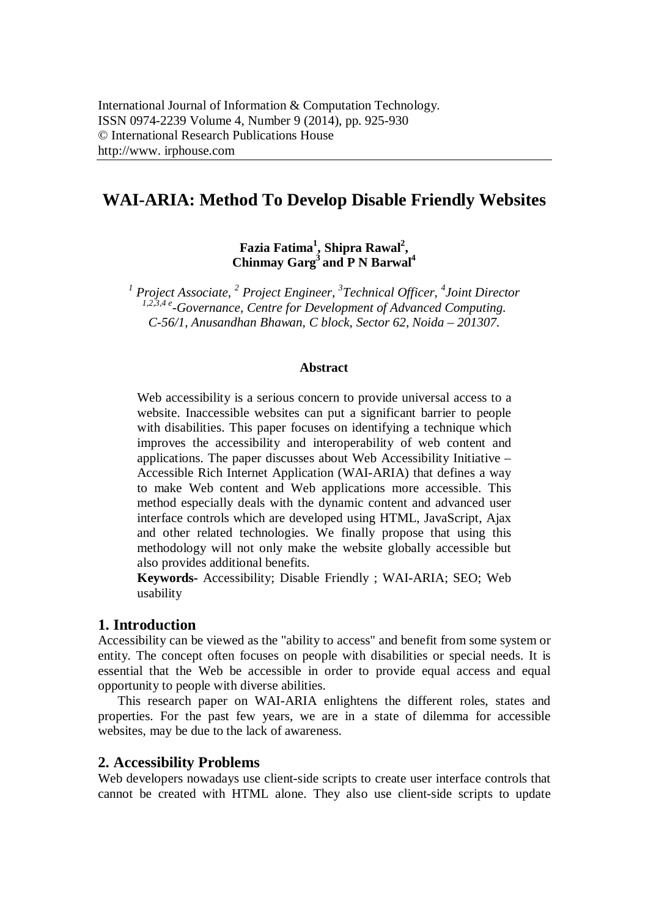# WAI-ARIA: Method To Develop Disable Friendly Websites

**Fazia Fatima[1], Shipra Rawal[2], Chinmay Garg[3] and P N Barwal[4]**

*[1] Project Associate, [2] Project Engineer, [3]Technical Officer, [4]Joint Director*
*[1,2,3,4] e-Governance, Centre for Development of Advanced Computing.*
*C-56/1, Anusandhan Bhawan, C block, Sector 62, Noida – 201307.*

## Abstract

Web accessibility is a serious concern to provide universal access to a website. Inaccessible websites can put a significant barrier to people with disabilities. This paper focuses on identifying a technique which improves the accessibility and interoperability of web content and applications. The paper discusses about Web Accessibility Initiative – Accessible Rich Internet Application (WAI-ARIA) that defines a way to make Web content and Web applications more accessible. This method especially deals with the dynamic content and advanced user interface controls which are developed using HTML, JavaScript, Ajax and other related technologies. We finally propose that using this methodology will not only make the website globally accessible but also provides additional benefits.

**Keywords-** Accessibility; Disable Friendly ; WAI-ARIA; SEO; Web usability

## 1. Introduction

Accessibility can be viewed as the "ability to access" and benefit from some system or entity. The concept often focuses on people with disabilities or special needs. It is essential that the Web be accessible in order to provide equal access and equal opportunity to people with diverse abilities.

This research paper on WAI-ARIA enlightens the different roles, states and properties. For the past few years, we are in a state of dilemma for accessible websites, may be due to the lack of awareness.

## 2. Accessibility Problems

Web developers nowadays use client-side scripts to create user interface controls that cannot be created with HTML alone. They also use client-side scripts to update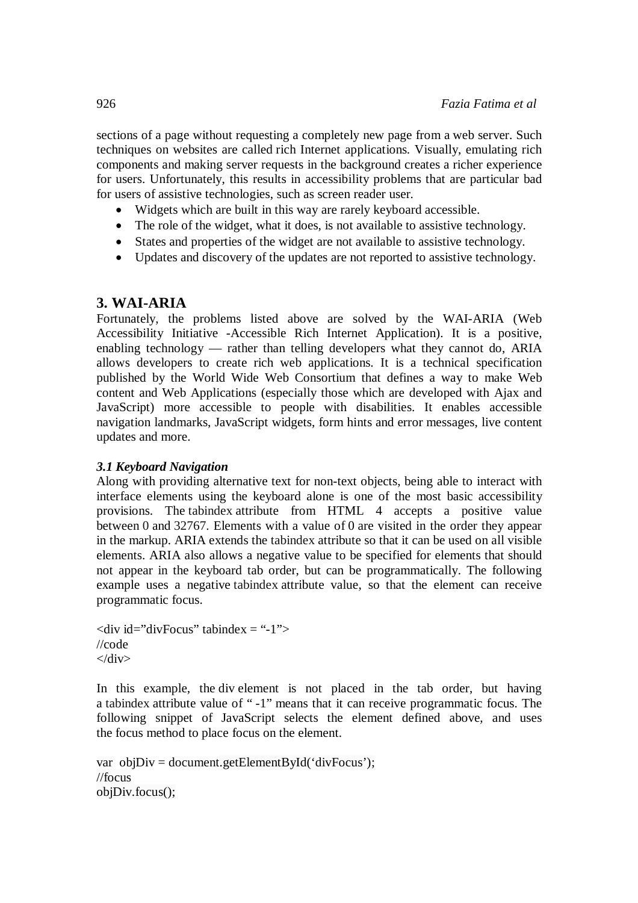sections of a page without requesting a completely new page from a web server. Such techniques on websites are called rich Internet applications. Visually, emulating rich components and making server requests in the background creates a richer experience for users. Unfortunately, this results in accessibility problems that are particular bad for users of assistive technologies, such as screen reader user.

- Widgets which are built in this way are rarely keyboard accessible.
- The role of the widget, what it does, is not available to assistive technology.
- States and properties of the widget are not available to assistive technology.
- Updates and discovery of the updates are not reported to assistive technology.

## 3. WAI-ARIA

Fortunately, the problems listed above are solved by the WAI-ARIA (Web Accessibility Initiative -Accessible Rich Internet Application). It is a positive, enabling technology — rather than telling developers what they cannot do, ARIA allows developers to create rich web applications. It is a technical specification published by the World Wide Web Consortium that defines a way to make Web content and Web Applications (especially those which are developed with Ajax and JavaScript) more accessible to people with disabilities. It enables accessible navigation landmarks, JavaScript widgets, form hints and error messages, live content updates and more.

### *3.1 Keyboard Navigation*

Along with providing alternative text for non-text objects, being able to interact with interface elements using the keyboard alone is one of the most basic accessibility provisions. The tabindex attribute from HTML 4 accepts a positive value between 0 and 32767. Elements with a value of 0 are visited in the order they appear in the markup. ARIA extends the tabindex attribute so that it can be used on all visible elements. ARIA also allows a negative value to be specified for elements that should not appear in the keyboard tab order, but can be programmatically. The following example uses a negative tabindex attribute value, so that the element can receive programmatic focus.

```
<div id="divFocus" tabindex = "-1">
//code
</div>
```

In this example, the div element is not placed in the tab order, but having a tabindex attribute value of " -1" means that it can receive programmatic focus. The following snippet of JavaScript selects the element defined above, and uses the focus method to place focus on the element.

```
var objDiv = document.getElementById('divFocus');
//focus
objDiv.focus();
```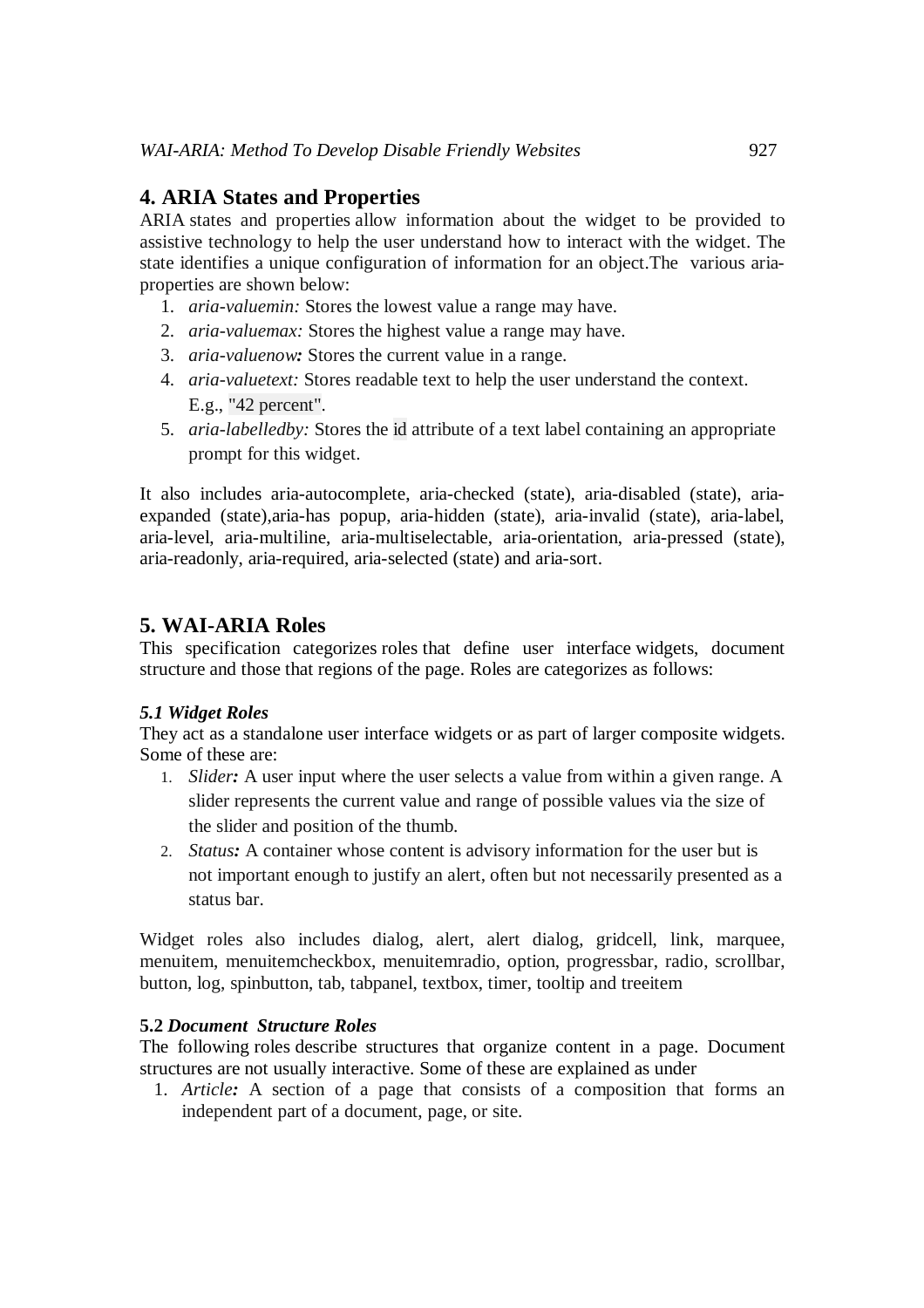## 4. ARIA States and Properties

ARIA states and properties allow information about the widget to be provided to assistive technology to help the user understand how to interact with the widget. The state identifies a unique configuration of information for an object.The various aria-properties are shown below:

1. *aria-valuemin:* Stores the lowest value a range may have.
2. *aria-valuemax:* Stores the highest value a range may have.
3. *aria-valuenow:* Stores the current value in a range.
4. *aria-valuetext:* Stores readable text to help the user understand the context. E.g., "42 percent".
5. *aria-labelledby:* Stores the id attribute of a text label containing an appropriate prompt for this widget.

It also includes aria-autocomplete, aria-checked (state), aria-disabled (state), aria-expanded (state),aria-has popup, aria-hidden (state), aria-invalid (state), aria-label, aria-level, aria-multiline, aria-multiselectable, aria-orientation, aria-pressed (state), aria-readonly, aria-required, aria-selected (state) and aria-sort.

## 5. WAI-ARIA Roles

This specification categorizes roles that define user interface widgets, document structure and those that regions of the page. Roles are categorizes as follows:

### *5.1 Widget Roles*

They act as a standalone user interface widgets or as part of larger composite widgets. Some of these are:

1. *Slider:* A user input where the user selects a value from within a given range. A slider represents the current value and range of possible values via the size of the slider and position of the thumb.
2. *Status:* A container whose content is advisory information for the user but is not important enough to justify an alert, often but not necessarily presented as a status bar.

Widget roles also includes dialog, alert, alert dialog, gridcell, link, marquee, menuitem, menuitemcheckbox, menuitemradio, option, progressbar, radio, scrollbar, button, log, spinbutton, tab, tabpanel, textbox, timer, tooltip and treeitem

### 5.2 *Document Structure Roles*

The following roles describe structures that organize content in a page. Document structures are not usually interactive. Some of these are explained as under

1. *Article:* A section of a page that consists of a composition that forms an independent part of a document, page, or site.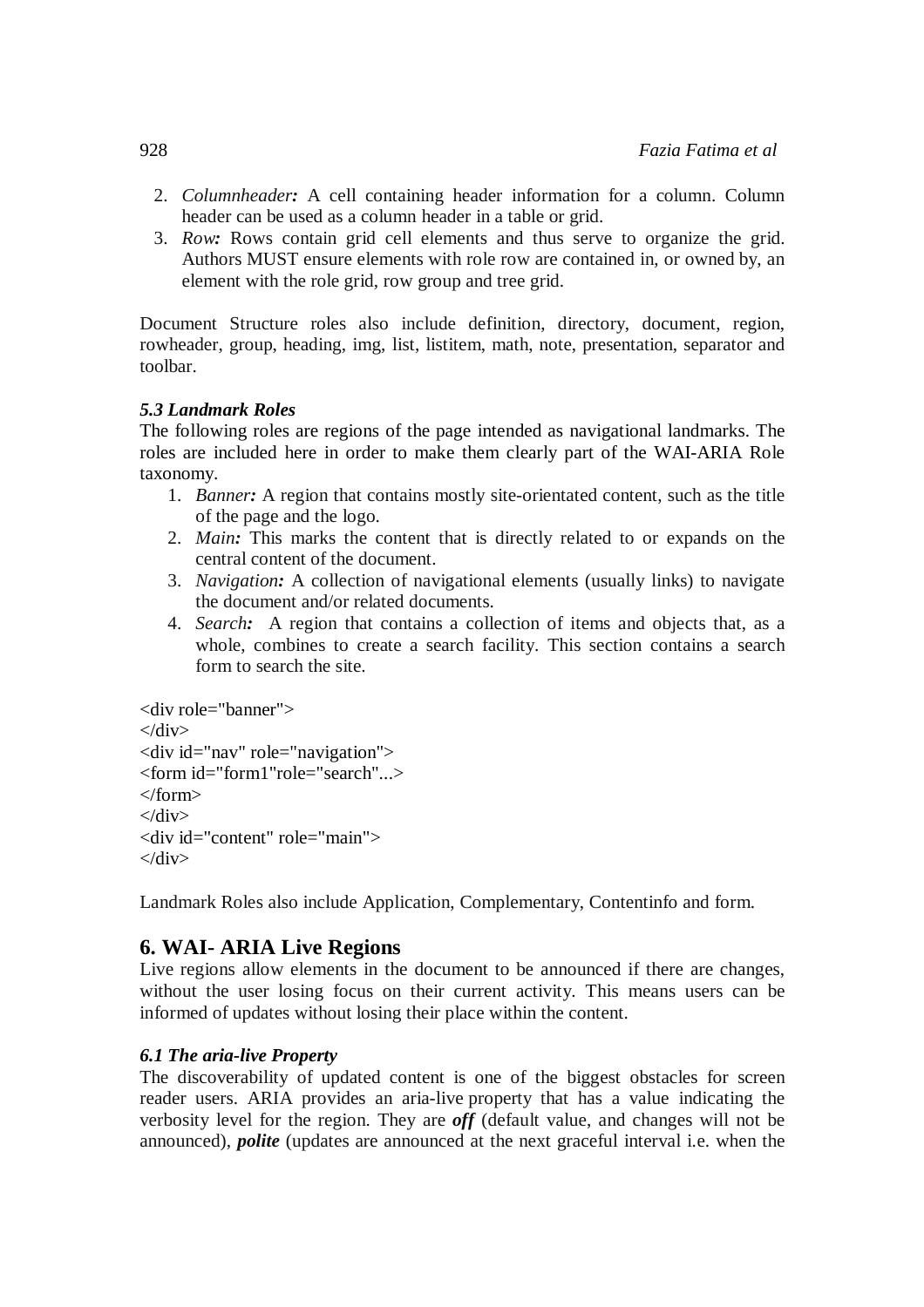2. *Columnheader:* A cell containing header information for a column. Column header can be used as a column header in a table or grid.
3. *Row:* Rows contain grid cell elements and thus serve to organize the grid. Authors MUST ensure elements with role row are contained in, or owned by, an element with the role grid, row group and tree grid.

Document Structure roles also include definition, directory, document, region, rowheader, group, heading, img, list, listitem, math, note, presentation, separator and toolbar.

### *5.3 Landmark Roles*

The following roles are regions of the page intended as navigational landmarks. The roles are included here in order to make them clearly part of the WAI-ARIA Role taxonomy.

1. *Banner:* A region that contains mostly site-orientated content, such as the title of the page and the logo.
2. *Main:* This marks the content that is directly related to or expands on the central content of the document.
3. *Navigation:* A collection of navigational elements (usually links) to navigate the document and/or related documents.
4. *Search:* A region that contains a collection of items and objects that, as a whole, combines to create a search facility. This section contains a search form to search the site.

```
<div role="banner">
</div>
<div id="nav" role="navigation">
<form id="form1"role="search"...>
</form>
</div>
<div id="content" role="main">
</div>
```

Landmark Roles also include Application, Complementary, Contentinfo and form.

## 6. WAI- ARIA Live Regions

Live regions allow elements in the document to be announced if there are changes, without the user losing focus on their current activity. This means users can be informed of updates without losing their place within the content.

### *6.1 The aria-live Property*

The discoverability of updated content is one of the biggest obstacles for screen reader users. ARIA provides an aria-live property that has a value indicating the verbosity level for the region. They are ***off*** (default value, and changes will not be announced), ***polite*** (updates are announced at the next graceful interval i.e. when the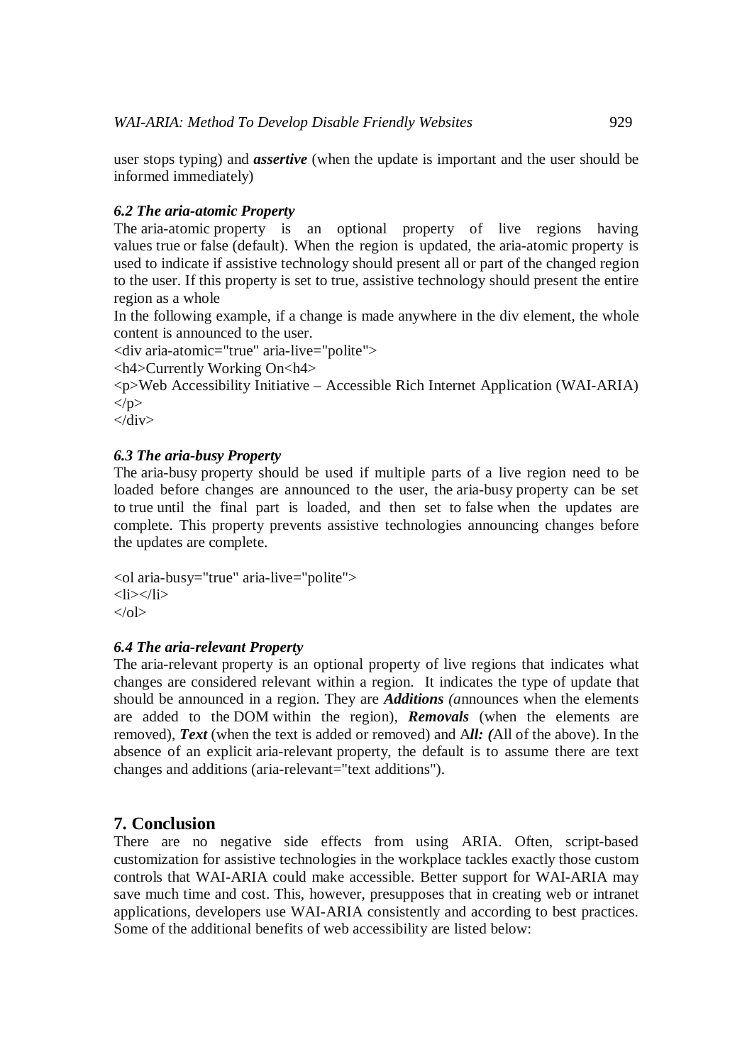user stops typing) and ***assertive*** (when the update is important and the user should be informed immediately)

### *6.2 The aria-atomic Property*

The aria-atomic property is an optional property of live regions having values true or false (default). When the region is updated, the aria-atomic property is used to indicate if assistive technology should present all or part of the changed region to the user. If this property is set to true, assistive technology should present the entire region as a whole

In the following example, if a change is made anywhere in the div element, the whole content is announced to the user.

```
<div aria-atomic="true" aria-live="polite">
<h4>Currently Working On<h4>
<p>Web Accessibility Initiative – Accessible Rich Internet Application (WAI-ARIA)
</p>
</div>
```

### *6.3 The aria-busy Property*

The aria-busy property should be used if multiple parts of a live region need to be loaded before changes are announced to the user, the aria-busy property can be set to true until the final part is loaded, and then set to false when the updates are complete. This property prevents assistive technologies announcing changes before the updates are complete.

```
<ol aria-busy="true" aria-live="polite">
<li></li>
</ol>
```

### *6.4 The aria-relevant Property*

The aria-relevant property is an optional property of live regions that indicates what changes are considered relevant within a region. It indicates the type of update that should be announced in a region. They are ***Additions*** *(a*nnounces when the elements are added to the DOM within the region), ***Removals*** (when the elements are removed), ***Text*** (when the text is added or removed) and A***ll: (***All of the above). In the absence of an explicit aria-relevant property, the default is to assume there are text changes and additions (aria-relevant="text additions").

## 7. Conclusion

There are no negative side effects from using ARIA. Often, script-based customization for assistive technologies in the workplace tackles exactly those custom controls that WAI-ARIA could make accessible. Better support for WAI-ARIA may save much time and cost. This, however, presupposes that in creating web or intranet applications, developers use WAI-ARIA consistently and according to best practices. Some of the additional benefits of web accessibility are listed below: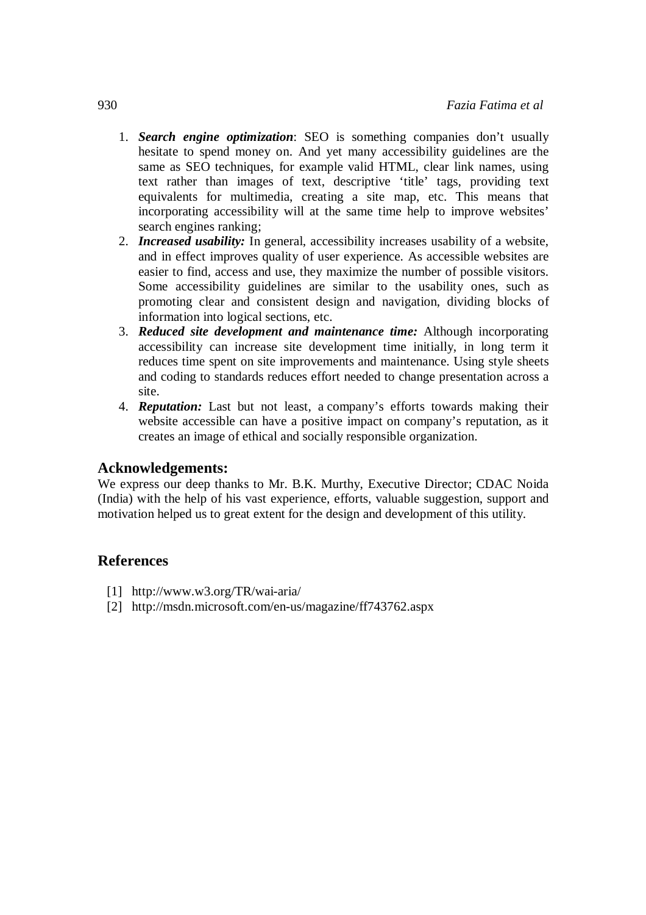1. ***Search engine optimization***: SEO is something companies don't usually hesitate to spend money on. And yet many accessibility guidelines are the same as SEO techniques, for example valid HTML, clear link names, using text rather than images of text, descriptive 'title' tags, providing text equivalents for multimedia, creating a site map, etc. This means that incorporating accessibility will at the same time help to improve websites' search engines ranking;
2. ***Increased usability:*** In general, accessibility increases usability of a website, and in effect improves quality of user experience. As accessible websites are easier to find, access and use, they maximize the number of possible visitors. Some accessibility guidelines are similar to the usability ones, such as promoting clear and consistent design and navigation, dividing blocks of information into logical sections, etc.
3. ***Reduced site development and maintenance time:*** Although incorporating accessibility can increase site development time initially, in long term it reduces time spent on site improvements and maintenance. Using style sheets and coding to standards reduces effort needed to change presentation across a site.
4. ***Reputation:*** Last but not least, a company's efforts towards making their website accessible can have a positive impact on company's reputation, as it creates an image of ethical and socially responsible organization.

## Acknowledgements:

We express our deep thanks to Mr. B.K. Murthy, Executive Director; CDAC Noida (India) with the help of his vast experience, efforts, valuable suggestion, support and motivation helped us to great extent for the design and development of this utility.

## References

[1] http://www.w3.org/TR/wai-aria/
[2] http://msdn.microsoft.com/en-us/magazine/ff743762.aspx